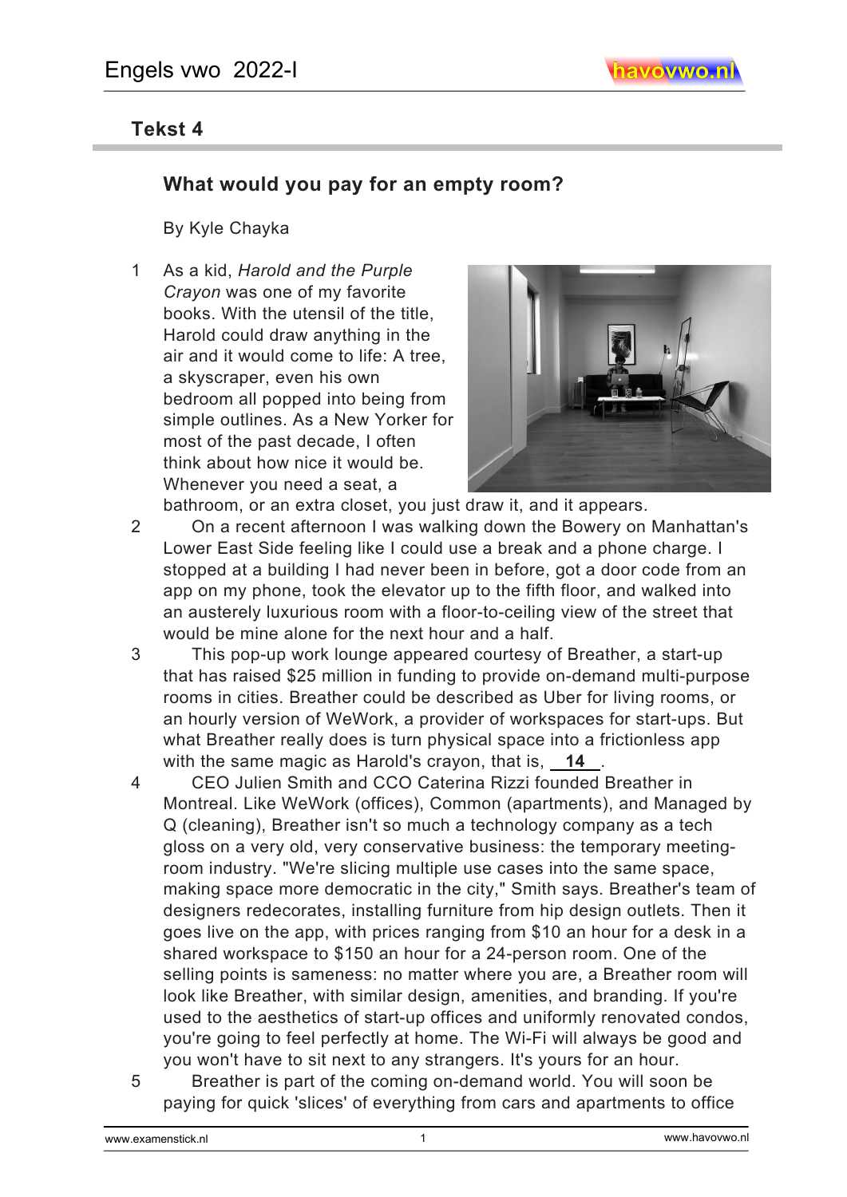## Tekst 4

### What would you pay for an empty room?

By Kyle Chayka

1 As a kid, *Harold and the Purple Crayon* was one of my favorite books. With the utensil of the title, Harold could draw anything in the air and it would come to life: A tree, a skyscraper, even his own bedroom all popped into being from simple outlines. As a New Yorker for most of the past decade, I often think about how nice it would be. Whenever you need a seat, a bathroom, or an extra closet, you just draw it, and it appears.

2 On a recent afternoon I was walking down the Bowery on Manhattan's Lower East Side feeling like I could use a break and a phone charge. I stopped at a building I had never been in before, got a door code from an app on my phone, took the elevator up to the fifth floor, and walked into an austerely luxurious room with a floor-to-ceiling view of the street that would be mine alone for the next hour and a half.

3 This pop-up work lounge appeared courtesy of Breather, a start-up that has raised $25 million in funding to provide on-demand multi-purpose rooms in cities. Breather could be described as Uber for living rooms, or an hourly version of WeWork, a provider of workspaces for start-ups. But what Breather really does is turn physical space into a frictionless app with the same magic as Harold's crayon, that is, **14** .

4 CEO Julien Smith and CCO Caterina Rizzi founded Breather in Montreal. Like WeWork (offices), Common (apartments), and Managed by Q (cleaning), Breather isn't so much a technology company as a tech gloss on a very old, very conservative business: the temporary meeting-room industry. "We're slicing multiple use cases into the same space, making space more democratic in the city," Smith says. Breather's team of designers redecorates, installing furniture from hip design outlets. Then it goes live on the app, with prices ranging from $10 an hour for a desk in a shared workspace to $150 an hour for a 24-person room. One of the selling points is sameness: no matter where you are, a Breather room will look like Breather, with similar design, amenities, and branding. If you're used to the aesthetics of start-up offices and uniformly renovated condos, you're going to feel perfectly at home. The Wi-Fi will always be good and you won't have to sit next to any strangers. It's yours for an hour.

5 Breather is part of the coming on-demand world. You will soon be paying for quick 'slices' of everything from cars and apartments to office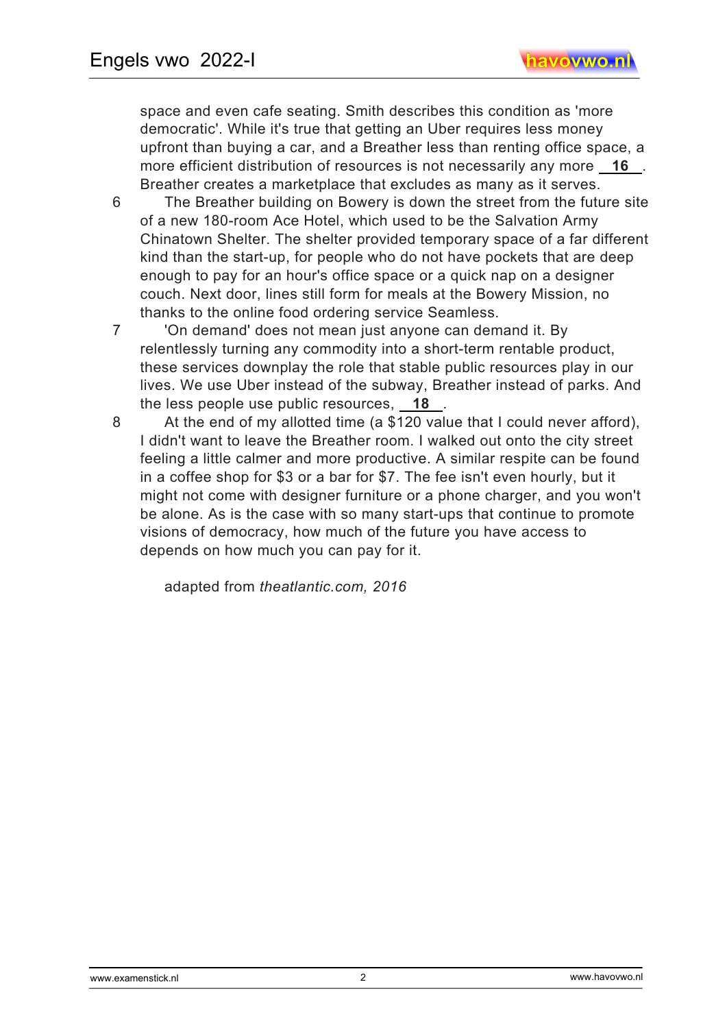space and even cafe seating. Smith describes this condition as 'more democratic'. While it's true that getting an Uber requires less money upfront than buying a car, and a Breather less than renting office space, a more efficient distribution of resources is not necessarily any more **16** . Breather creates a marketplace that excludes as many as it serves.

6 The Breather building on Bowery is down the street from the future site of a new 180-room Ace Hotel, which used to be the Salvation Army Chinatown Shelter. The shelter provided temporary space of a far different kind than the start-up, for people who do not have pockets that are deep enough to pay for an hour's office space or a quick nap on a designer couch. Next door, lines still form for meals at the Bowery Mission, no thanks to the online food ordering service Seamless.

7 'On demand' does not mean just anyone can demand it. By relentlessly turning any commodity into a short-term rentable product, these services downplay the role that stable public resources play in our lives. We use Uber instead of the subway, Breather instead of parks. And the less people use public resources, **18** .

8 At the end of my allotted time (a $120 value that I could never afford), I didn't want to leave the Breather room. I walked out onto the city street feeling a little calmer and more productive. A similar respite can be found in a coffee shop for $3 or a bar for $7. The fee isn't even hourly, but it might not come with designer furniture or a phone charger, and you won't be alone. As is the case with so many start-ups that continue to promote visions of democracy, how much of the future you have access to depends on how much you can pay for it.

adapted from *theatlantic.com, 2016*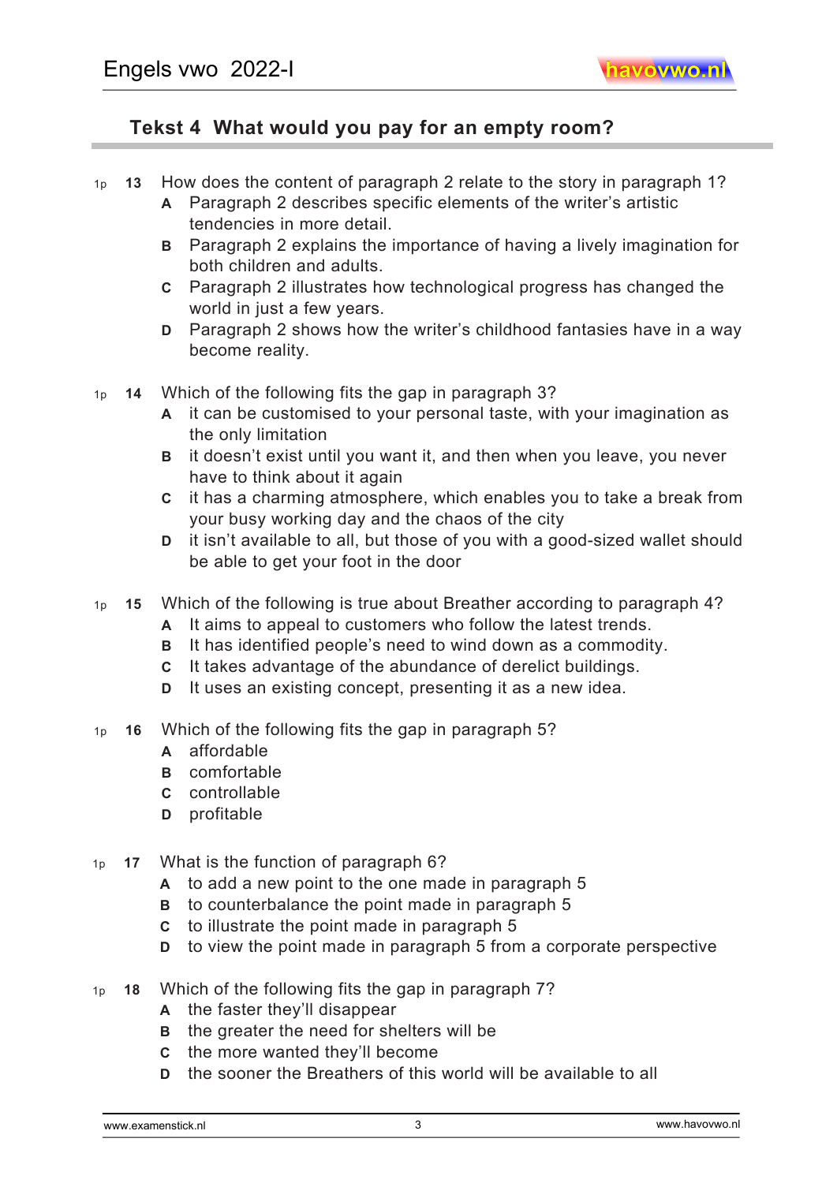## Tekst 4 What would you pay for an empty room?

1p **13** How does the content of paragraph 2 relate to the story in paragraph 1?

- **A** Paragraph 2 describes specific elements of the writer's artistic tendencies in more detail.
- **B** Paragraph 2 explains the importance of having a lively imagination for both children and adults.
- **C** Paragraph 2 illustrates how technological progress has changed the world in just a few years.
- **D** Paragraph 2 shows how the writer's childhood fantasies have in a way become reality.

1p **14** Which of the following fits the gap in paragraph 3?

- **A** it can be customised to your personal taste, with your imagination as the only limitation
- **B** it doesn't exist until you want it, and then when you leave, you never have to think about it again
- **C** it has a charming atmosphere, which enables you to take a break from your busy working day and the chaos of the city
- **D** it isn't available to all, but those of you with a good-sized wallet should be able to get your foot in the door

1p **15** Which of the following is true about Breather according to paragraph 4?

- **A** It aims to appeal to customers who follow the latest trends.
- **B** It has identified people's need to wind down as a commodity.
- **C** It takes advantage of the abundance of derelict buildings.
- **D** It uses an existing concept, presenting it as a new idea.

1p **16** Which of the following fits the gap in paragraph 5?

- **A** affordable
- **B** comfortable
- **C** controllable
- **D** profitable

1p **17** What is the function of paragraph 6?

- **A** to add a new point to the one made in paragraph 5
- **B** to counterbalance the point made in paragraph 5
- **C** to illustrate the point made in paragraph 5
- **D** to view the point made in paragraph 5 from a corporate perspective

1p **18** Which of the following fits the gap in paragraph 7?

- **A** the faster they'll disappear
- **B** the greater the need for shelters will be
- **C** the more wanted they'll become
- **D** the sooner the Breathers of this world will be available to all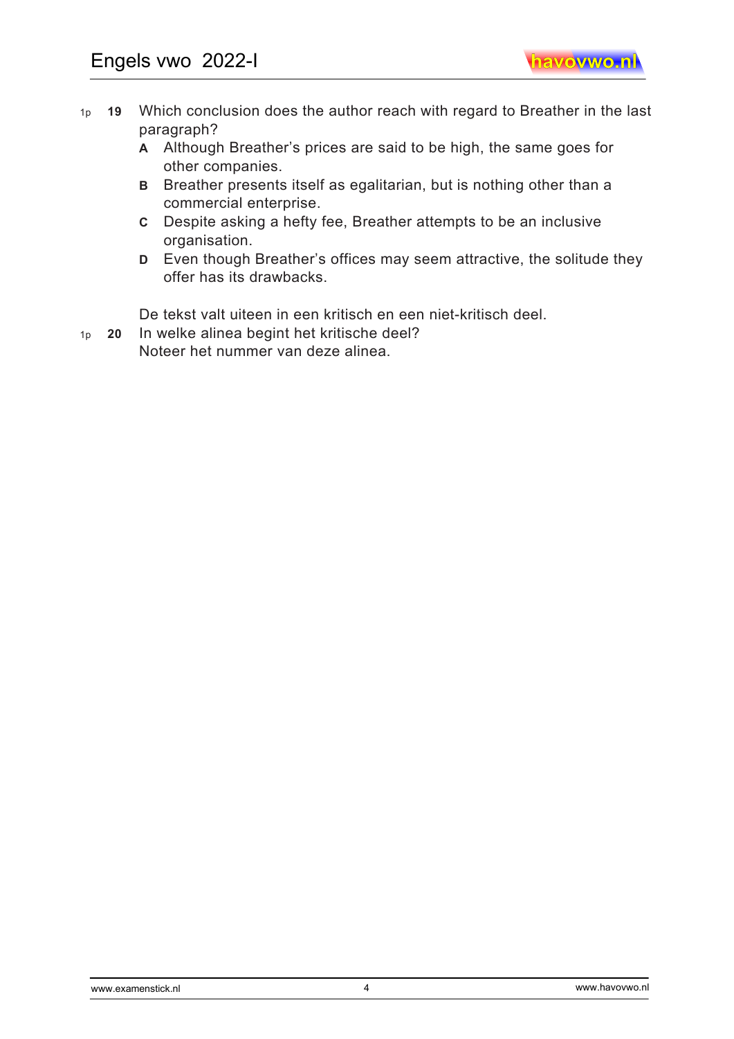1p **19** Which conclusion does the author reach with regard to Breather in the last paragraph?

- **A** Although Breather's prices are said to be high, the same goes for other companies.
- **B** Breather presents itself as egalitarian, but is nothing other than a commercial enterprise.
- **C** Despite asking a hefty fee, Breather attempts to be an inclusive organisation.
- **D** Even though Breather's offices may seem attractive, the solitude they offer has its drawbacks.

De tekst valt uiteen in een kritisch en een niet-kritisch deel.

1p **20** In welke alinea begint het kritische deel?
Noteer het nummer van deze alinea.